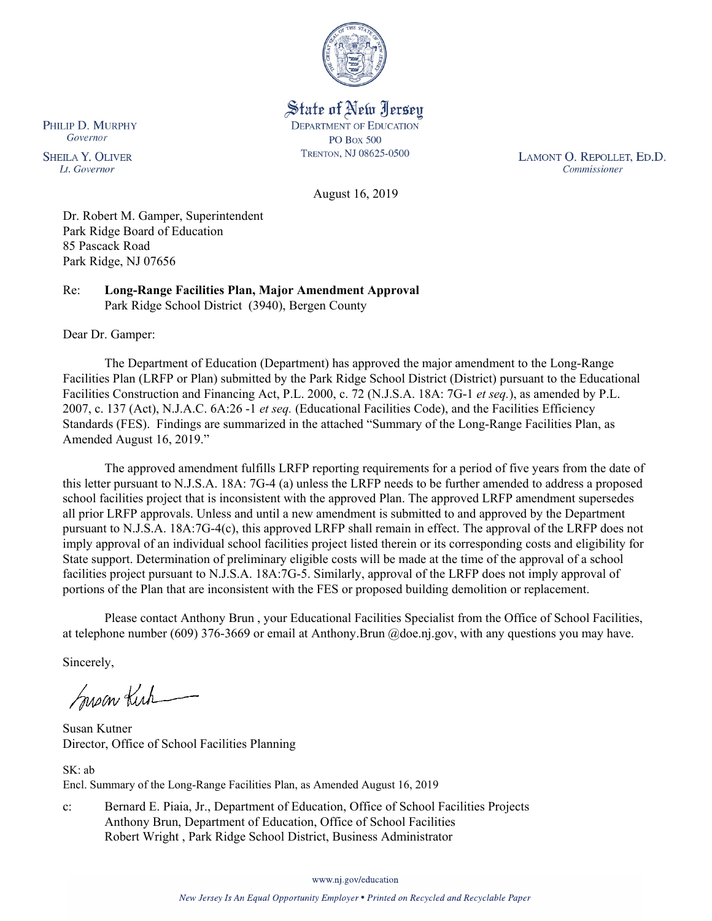State of New Jersey
DEPARTMENT OF EDUCATION
PO Box 500
TRENTON, NJ 08625-0500

PHILIP D. MURPHY
*Governor*

SHEILA Y. OLIVER
*Lt. Governor*

LAMONT O. REPOLLET, ED.D.
*Commissioner*

August 16, 2019

Dr. Robert M. Gamper, Superintendent
Park Ridge Board of Education
85 Pascack Road
Park Ridge, NJ 07656

Re: **Long-Range Facilities Plan, Major Amendment Approval**
Park Ridge School District (3940), Bergen County

Dear Dr. Gamper:

The Department of Education (Department) has approved the major amendment to the Long-Range Facilities Plan (LRFP or Plan) submitted by the Park Ridge School District (District) pursuant to the Educational Facilities Construction and Financing Act, P.L. 2000, c. 72 (N.J.S.A. 18A: 7G-1 *et seq.*), as amended by P.L. 2007, c. 137 (Act), N.J.A.C. 6A:26 -1 *et seq.* (Educational Facilities Code), and the Facilities Efficiency Standards (FES). Findings are summarized in the attached "Summary of the Long-Range Facilities Plan, as Amended August 16, 2019."

The approved amendment fulfills LRFP reporting requirements for a period of five years from the date of this letter pursuant to N.J.S.A. 18A: 7G-4 (a) unless the LRFP needs to be further amended to address a proposed school facilities project that is inconsistent with the approved Plan. The approved LRFP amendment supersedes all prior LRFP approvals. Unless and until a new amendment is submitted to and approved by the Department pursuant to N.J.S.A. 18A:7G-4(c), this approved LRFP shall remain in effect. The approval of the LRFP does not imply approval of an individual school facilities project listed therein or its corresponding costs and eligibility for State support. Determination of preliminary eligible costs will be made at the time of the approval of a school facilities project pursuant to N.J.S.A. 18A:7G-5. Similarly, approval of the LRFP does not imply approval of portions of the Plan that are inconsistent with the FES or proposed building demolition or replacement.

Please contact Anthony Brun , your Educational Facilities Specialist from the Office of School Facilities, at telephone number (609) 376-3669 or email at Anthony.Brun @doe.nj.gov, with any questions you may have.

Sincerely,

Susan Kutner
Director, Office of School Facilities Planning

SK: ab
Encl. Summary of the Long-Range Facilities Plan, as Amended August 16, 2019

c: Bernard E. Piaia, Jr., Department of Education, Office of School Facilities Projects
Anthony Brun, Department of Education, Office of School Facilities
Robert Wright , Park Ridge School District, Business Administrator

www.nj.gov/education

*New Jersey Is An Equal Opportunity Employer • Printed on Recycled and Recyclable Paper*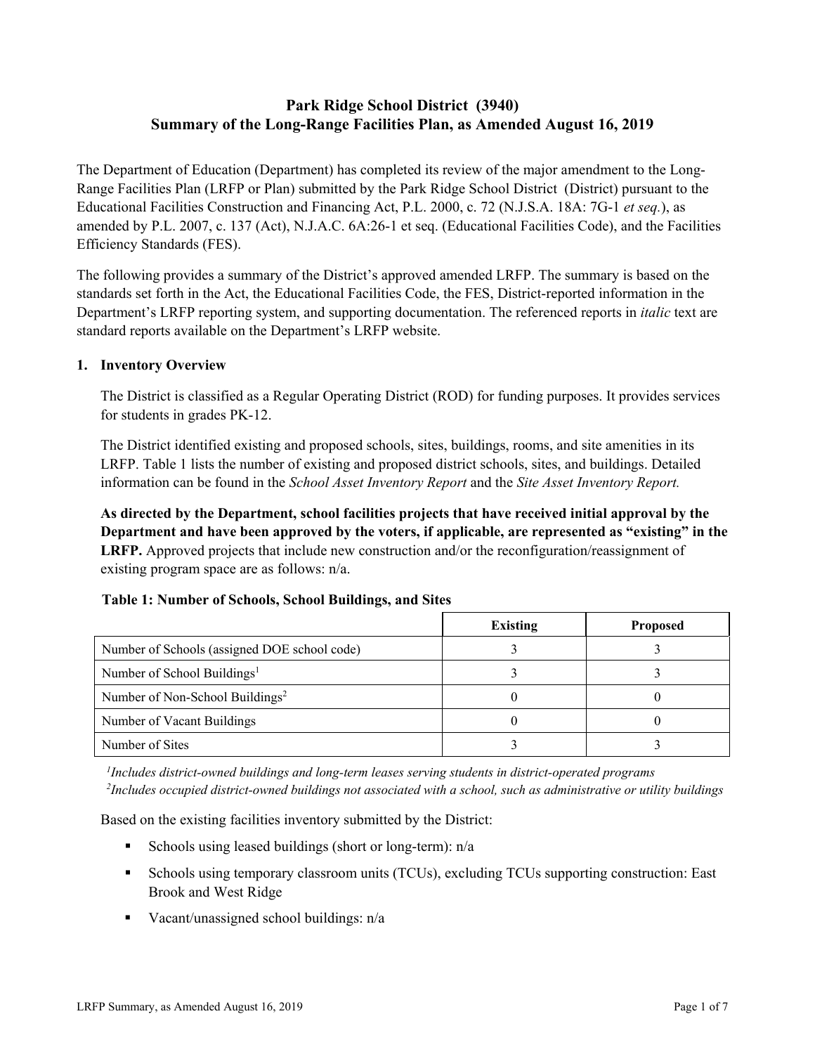# Park Ridge School District (3940)
# Summary of the Long-Range Facilities Plan, as Amended August 16, 2019

The Department of Education (Department) has completed its review of the major amendment to the Long-Range Facilities Plan (LRFP or Plan) submitted by the Park Ridge School District (District) pursuant to the Educational Facilities Construction and Financing Act, P.L. 2000, c. 72 (N.J.S.A. 18A: 7G-1 *et seq.*), as amended by P.L. 2007, c. 137 (Act), N.J.A.C. 6A:26-1 et seq. (Educational Facilities Code), and the Facilities Efficiency Standards (FES).

The following provides a summary of the District's approved amended LRFP. The summary is based on the standards set forth in the Act, the Educational Facilities Code, the FES, District-reported information in the Department's LRFP reporting system, and supporting documentation. The referenced reports in *italic* text are standard reports available on the Department's LRFP website.

## 1. Inventory Overview

The District is classified as a Regular Operating District (ROD) for funding purposes. It provides services for students in grades PK-12.

The District identified existing and proposed schools, sites, buildings, rooms, and site amenities in its LRFP. Table 1 lists the number of existing and proposed district schools, sites, and buildings. Detailed information can be found in the *School Asset Inventory Report* and the *Site Asset Inventory Report.*

**As directed by the Department, school facilities projects that have received initial approval by the Department and have been approved by the voters, if applicable, are represented as "existing" in the LRFP.** Approved projects that include new construction and/or the reconfiguration/reassignment of existing program space are as follows: n/a.

**Table 1: Number of Schools, School Buildings, and Sites**

| | Existing | Proposed |
|---|---|---|
| Number of Schools (assigned DOE school code) | 3 | 3 |
| Number of School Buildings[1] | 3 | 3 |
| Number of Non-School Buildings[2] | 0 | 0 |
| Number of Vacant Buildings | 0 | 0 |
| Number of Sites | 3 | 3 |

[1]*Includes district-owned buildings and long-term leases serving students in district-operated programs*
[2]*Includes occupied district-owned buildings not associated with a school, such as administrative or utility buildings*

Based on the existing facilities inventory submitted by the District:

- Schools using leased buildings (short or long-term): n/a
- Schools using temporary classroom units (TCUs), excluding TCUs supporting construction: East Brook and West Ridge
- Vacant/unassigned school buildings: n/a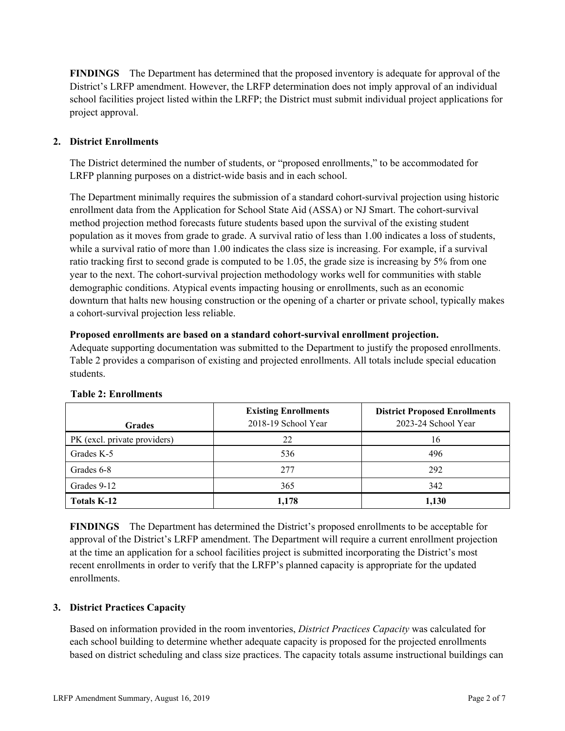**FINDINGS** The Department has determined that the proposed inventory is adequate for approval of the District's LRFP amendment. However, the LRFP determination does not imply approval of an individual school facilities project listed within the LRFP; the District must submit individual project applications for project approval.

## 2. District Enrollments

The District determined the number of students, or "proposed enrollments," to be accommodated for LRFP planning purposes on a district-wide basis and in each school.

The Department minimally requires the submission of a standard cohort-survival projection using historic enrollment data from the Application for School State Aid (ASSA) or NJ Smart. The cohort-survival method projection method forecasts future students based upon the survival of the existing student population as it moves from grade to grade. A survival ratio of less than 1.00 indicates a loss of students, while a survival ratio of more than 1.00 indicates the class size is increasing. For example, if a survival ratio tracking first to second grade is computed to be 1.05, the grade size is increasing by 5% from one year to the next. The cohort-survival projection methodology works well for communities with stable demographic conditions. Atypical events impacting housing or enrollments, such as an economic downturn that halts new housing construction or the opening of a charter or private school, typically makes a cohort-survival projection less reliable.

**Proposed enrollments are based on a standard cohort-survival enrollment projection.**
Adequate supporting documentation was submitted to the Department to justify the proposed enrollments. Table 2 provides a comparison of existing and projected enrollments. All totals include special education students.

**Table 2: Enrollments**

| Grades | Existing Enrollments 2018-19 School Year | District Proposed Enrollments 2023-24 School Year |
|---|---|---|
| PK (excl. private providers) | 22 | 16 |
| Grades K-5 | 536 | 496 |
| Grades 6-8 | 277 | 292 |
| Grades 9-12 | 365 | 342 |
| **Totals K-12** | **1,178** | **1,130** |

**FINDINGS** The Department has determined the District's proposed enrollments to be acceptable for approval of the District's LRFP amendment. The Department will require a current enrollment projection at the time an application for a school facilities project is submitted incorporating the District's most recent enrollments in order to verify that the LRFP's planned capacity is appropriate for the updated enrollments.

## 3. District Practices Capacity

Based on information provided in the room inventories, *District Practices Capacity* was calculated for each school building to determine whether adequate capacity is proposed for the projected enrollments based on district scheduling and class size practices. The capacity totals assume instructional buildings can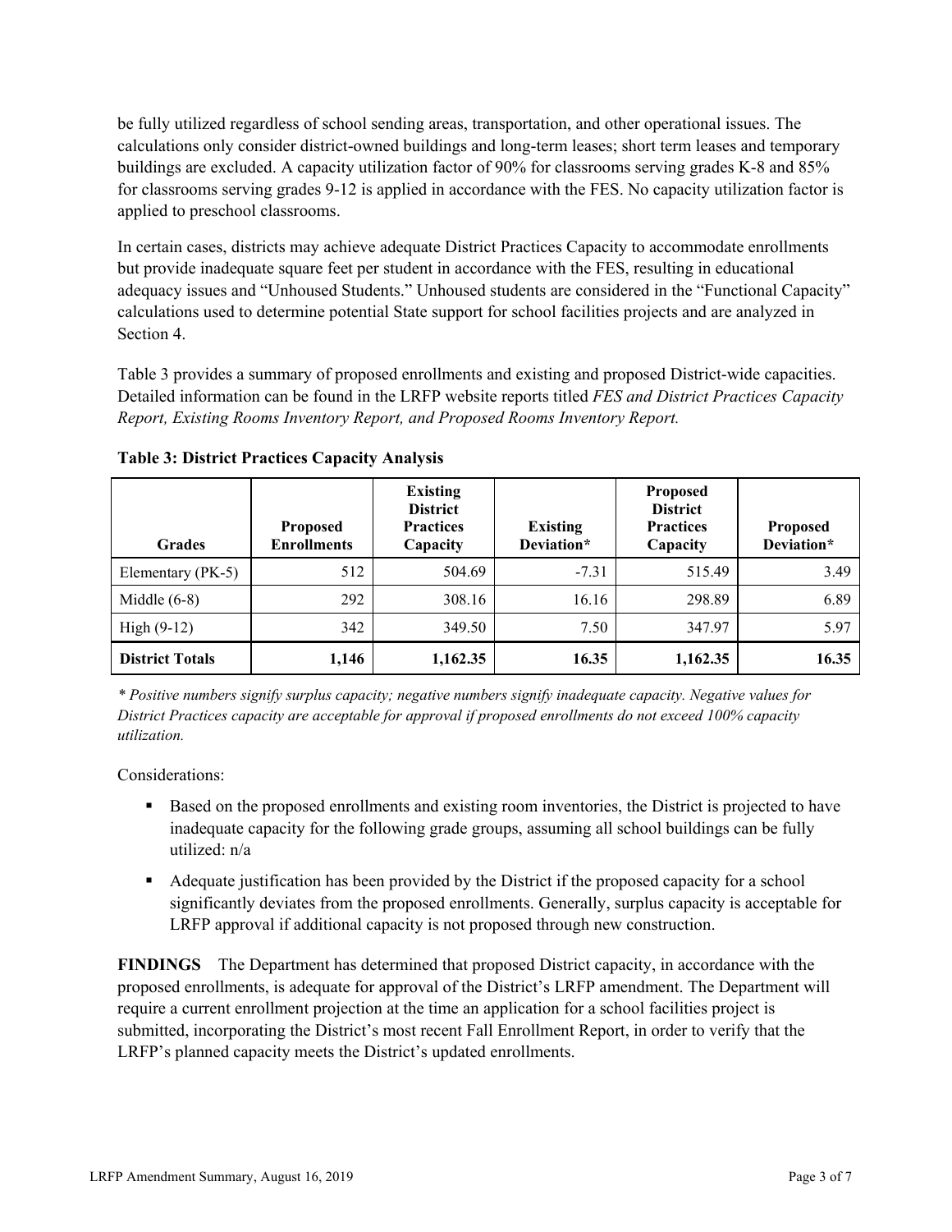be fully utilized regardless of school sending areas, transportation, and other operational issues. The calculations only consider district-owned buildings and long-term leases; short term leases and temporary buildings are excluded. A capacity utilization factor of 90% for classrooms serving grades K-8 and 85% for classrooms serving grades 9-12 is applied in accordance with the FES. No capacity utilization factor is applied to preschool classrooms.

In certain cases, districts may achieve adequate District Practices Capacity to accommodate enrollments but provide inadequate square feet per student in accordance with the FES, resulting in educational adequacy issues and "Unhoused Students." Unhoused students are considered in the "Functional Capacity" calculations used to determine potential State support for school facilities projects and are analyzed in Section 4.

Table 3 provides a summary of proposed enrollments and existing and proposed District-wide capacities. Detailed information can be found in the LRFP website reports titled *FES and District Practices Capacity Report, Existing Rooms Inventory Report, and Proposed Rooms Inventory Report.*

**Table 3: District Practices Capacity Analysis**

| Grades | Proposed Enrollments | Existing District Practices Capacity | Existing Deviation* | Proposed District Practices Capacity | Proposed Deviation* |
|---|---|---|---|---|---|
| Elementary (PK-5) | 512 | 504.69 | -7.31 | 515.49 | 3.49 |
| Middle (6-8) | 292 | 308.16 | 16.16 | 298.89 | 6.89 |
| High (9-12) | 342 | 349.50 | 7.50 | 347.97 | 5.97 |
| **District Totals** | **1,146** | **1,162.35** | **16.35** | **1,162.35** | **16.35** |

*\* Positive numbers signify surplus capacity; negative numbers signify inadequate capacity. Negative values for District Practices capacity are acceptable for approval if proposed enrollments do not exceed 100% capacity utilization.*

Considerations:

- Based on the proposed enrollments and existing room inventories, the District is projected to have inadequate capacity for the following grade groups, assuming all school buildings can be fully utilized: n/a
- Adequate justification has been provided by the District if the proposed capacity for a school significantly deviates from the proposed enrollments. Generally, surplus capacity is acceptable for LRFP approval if additional capacity is not proposed through new construction.

**FINDINGS** The Department has determined that proposed District capacity, in accordance with the proposed enrollments, is adequate for approval of the District's LRFP amendment. The Department will require a current enrollment projection at the time an application for a school facilities project is submitted, incorporating the District's most recent Fall Enrollment Report, in order to verify that the LRFP's planned capacity meets the District's updated enrollments.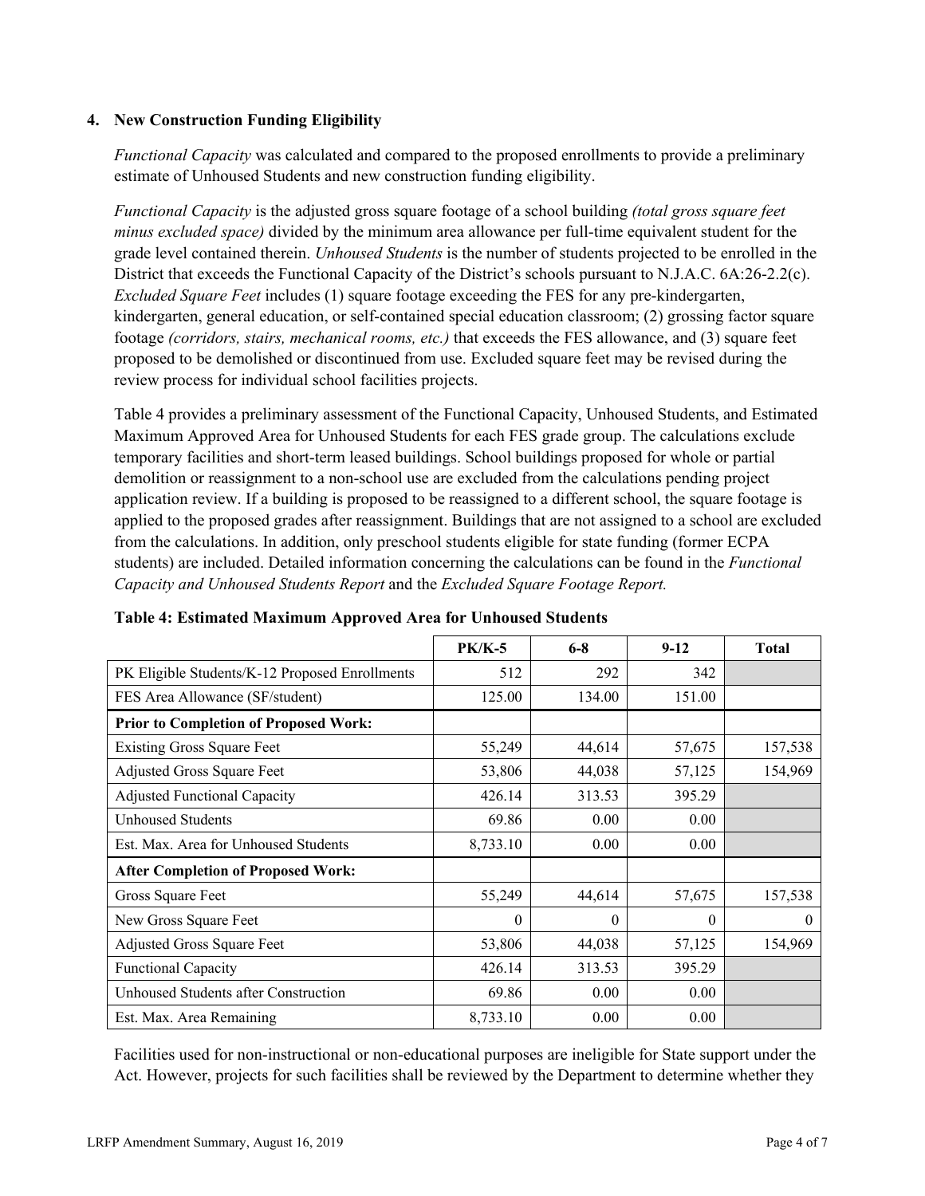### 4. New Construction Funding Eligibility

*Functional Capacity* was calculated and compared to the proposed enrollments to provide a preliminary estimate of Unhoused Students and new construction funding eligibility.

*Functional Capacity* is the adjusted gross square footage of a school building *(total gross square feet minus excluded space)* divided by the minimum area allowance per full-time equivalent student for the grade level contained therein. *Unhoused Students* is the number of students projected to be enrolled in the District that exceeds the Functional Capacity of the District's schools pursuant to N.J.A.C. 6A:26-2.2(c). *Excluded Square Feet* includes (1) square footage exceeding the FES for any pre-kindergarten, kindergarten, general education, or self-contained special education classroom; (2) grossing factor square footage *(corridors, stairs, mechanical rooms, etc.)* that exceeds the FES allowance, and (3) square feet proposed to be demolished or discontinued from use. Excluded square feet may be revised during the review process for individual school facilities projects.

Table 4 provides a preliminary assessment of the Functional Capacity, Unhoused Students, and Estimated Maximum Approved Area for Unhoused Students for each FES grade group. The calculations exclude temporary facilities and short-term leased buildings. School buildings proposed for whole or partial demolition or reassignment to a non-school use are excluded from the calculations pending project application review. If a building is proposed to be reassigned to a different school, the square footage is applied to the proposed grades after reassignment. Buildings that are not assigned to a school are excluded from the calculations. In addition, only preschool students eligible for state funding (former ECPA students) are included. Detailed information concerning the calculations can be found in the *Functional Capacity and Unhoused Students Report* and the *Excluded Square Footage Report.*

**Table 4: Estimated Maximum Approved Area for Unhoused Students**

| | PK/K-5 | 6-8 | 9-12 | Total |
|---|---|---|---|---|
| PK Eligible Students/K-12 Proposed Enrollments | 512 | 292 | 342 | |
| FES Area Allowance (SF/student) | 125.00 | 134.00 | 151.00 | |
| **Prior to Completion of Proposed Work:** | | | | |
| Existing Gross Square Feet | 55,249 | 44,614 | 57,675 | 157,538 |
| Adjusted Gross Square Feet | 53,806 | 44,038 | 57,125 | 154,969 |
| Adjusted Functional Capacity | 426.14 | 313.53 | 395.29 | |
| Unhoused Students | 69.86 | 0.00 | 0.00 | |
| Est. Max. Area for Unhoused Students | 8,733.10 | 0.00 | 0.00 | |
| **After Completion of Proposed Work:** | | | | |
| Gross Square Feet | 55,249 | 44,614 | 57,675 | 157,538 |
| New Gross Square Feet | 0 | 0 | 0 | 0 |
| Adjusted Gross Square Feet | 53,806 | 44,038 | 57,125 | 154,969 |
| Functional Capacity | 426.14 | 313.53 | 395.29 | |
| Unhoused Students after Construction | 69.86 | 0.00 | 0.00 | |
| Est. Max. Area Remaining | 8,733.10 | 0.00 | 0.00 | |

Facilities used for non-instructional or non-educational purposes are ineligible for State support under the Act. However, projects for such facilities shall be reviewed by the Department to determine whether they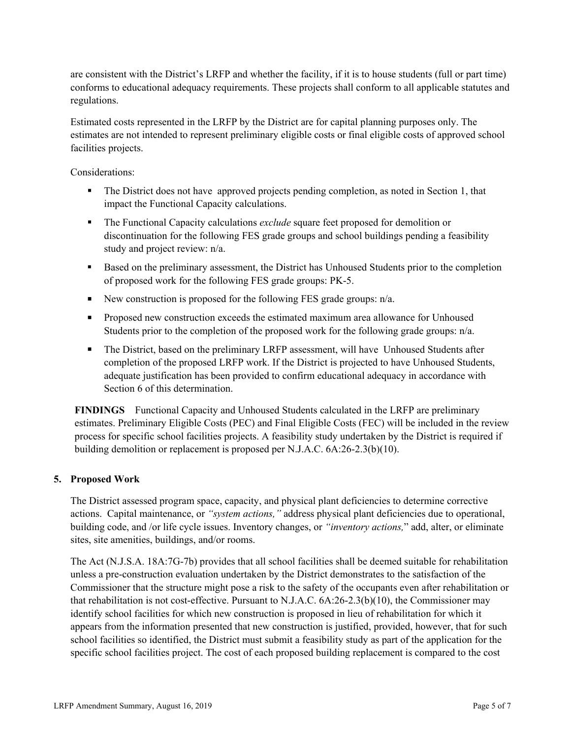are consistent with the District's LRFP and whether the facility, if it is to house students (full or part time) conforms to educational adequacy requirements. These projects shall conform to all applicable statutes and regulations.

Estimated costs represented in the LRFP by the District are for capital planning purposes only. The estimates are not intended to represent preliminary eligible costs or final eligible costs of approved school facilities projects.

Considerations:

- The District does not have approved projects pending completion, as noted in Section 1, that impact the Functional Capacity calculations.
- The Functional Capacity calculations *exclude* square feet proposed for demolition or discontinuation for the following FES grade groups and school buildings pending a feasibility study and project review: n/a.
- Based on the preliminary assessment, the District has Unhoused Students prior to the completion of proposed work for the following FES grade groups: PK-5.
- New construction is proposed for the following FES grade groups: n/a.
- Proposed new construction exceeds the estimated maximum area allowance for Unhoused Students prior to the completion of the proposed work for the following grade groups: n/a.
- The District, based on the preliminary LRFP assessment, will have Unhoused Students after completion of the proposed LRFP work. If the District is projected to have Unhoused Students, adequate justification has been provided to confirm educational adequacy in accordance with Section 6 of this determination.

**FINDINGS** Functional Capacity and Unhoused Students calculated in the LRFP are preliminary estimates. Preliminary Eligible Costs (PEC) and Final Eligible Costs (FEC) will be included in the review process for specific school facilities projects. A feasibility study undertaken by the District is required if building demolition or replacement is proposed per N.J.A.C. 6A:26-2.3(b)(10).

## 5. Proposed Work

The District assessed program space, capacity, and physical plant deficiencies to determine corrective actions. Capital maintenance, or *"system actions,"* address physical plant deficiencies due to operational, building code, and /or life cycle issues. Inventory changes, or *"inventory actions,"* add, alter, or eliminate sites, site amenities, buildings, and/or rooms.

The Act (N.J.S.A. 18A:7G-7b) provides that all school facilities shall be deemed suitable for rehabilitation unless a pre-construction evaluation undertaken by the District demonstrates to the satisfaction of the Commissioner that the structure might pose a risk to the safety of the occupants even after rehabilitation or that rehabilitation is not cost-effective. Pursuant to N.J.A.C. 6A:26-2.3(b)(10), the Commissioner may identify school facilities for which new construction is proposed in lieu of rehabilitation for which it appears from the information presented that new construction is justified, provided, however, that for such school facilities so identified, the District must submit a feasibility study as part of the application for the specific school facilities project. The cost of each proposed building replacement is compared to the cost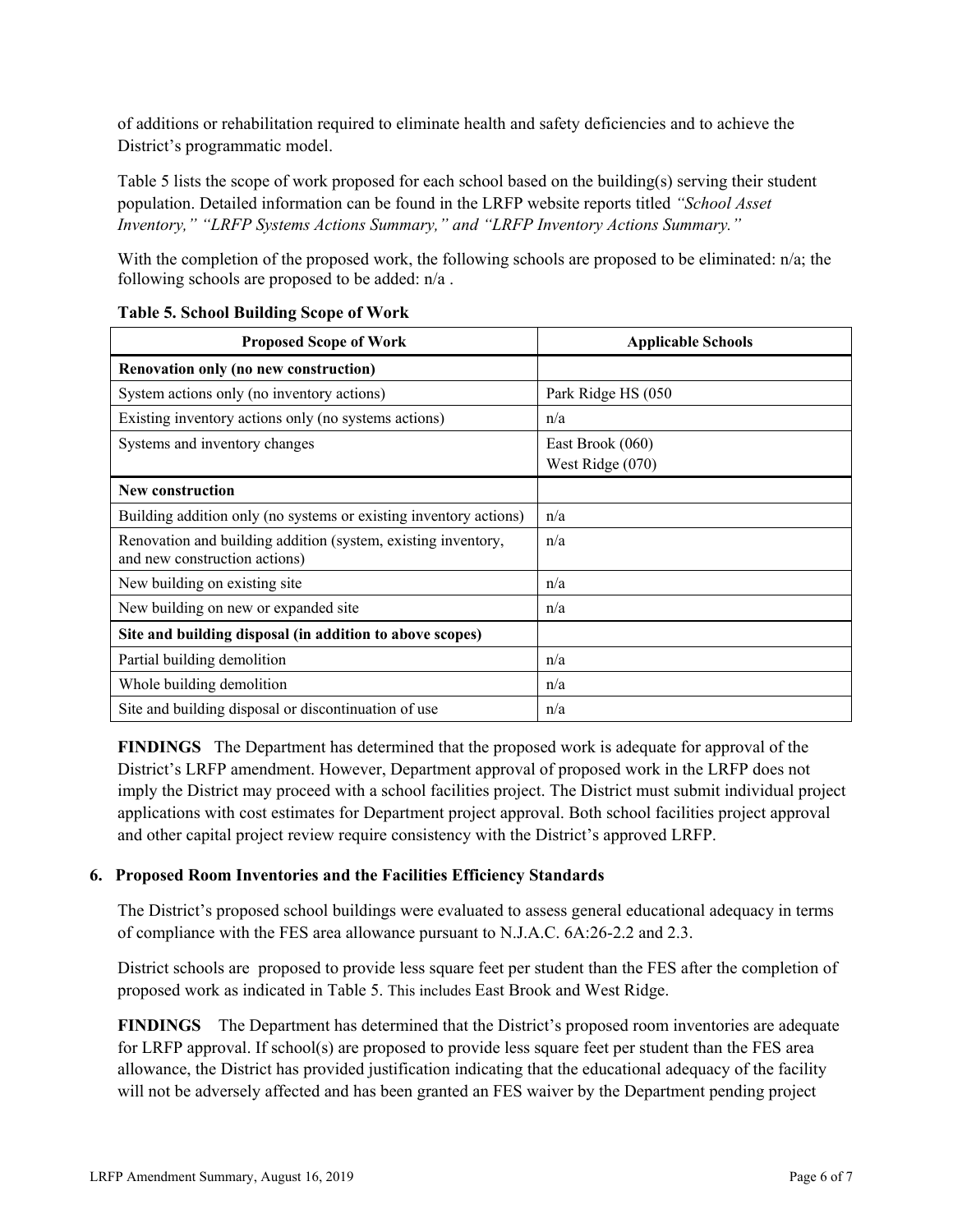of additions or rehabilitation required to eliminate health and safety deficiencies and to achieve the District's programmatic model.

Table 5 lists the scope of work proposed for each school based on the building(s) serving their student population. Detailed information can be found in the LRFP website reports titled *"School Asset Inventory," "LRFP Systems Actions Summary," and "LRFP Inventory Actions Summary."*

With the completion of the proposed work, the following schools are proposed to be eliminated: n/a; the following schools are proposed to be added: n/a .

**Table 5. School Building Scope of Work**

| Proposed Scope of Work | Applicable Schools |
|---|---|
| **Renovation only (no new construction)** | |
| System actions only (no inventory actions) | Park Ridge HS (050 |
| Existing inventory actions only (no systems actions) | n/a |
| Systems and inventory changes | East Brook (060)<br>West Ridge (070) |
| **New construction** | |
| Building addition only (no systems or existing inventory actions) | n/a |
| Renovation and building addition (system, existing inventory, and new construction actions) | n/a |
| New building on existing site | n/a |
| New building on new or expanded site | n/a |
| **Site and building disposal (in addition to above scopes)** | |
| Partial building demolition | n/a |
| Whole building demolition | n/a |
| Site and building disposal or discontinuation of use | n/a |

**FINDINGS** The Department has determined that the proposed work is adequate for approval of the District's LRFP amendment. However, Department approval of proposed work in the LRFP does not imply the District may proceed with a school facilities project. The District must submit individual project applications with cost estimates for Department project approval. Both school facilities project approval and other capital project review require consistency with the District's approved LRFP.

## 6. Proposed Room Inventories and the Facilities Efficiency Standards

The District's proposed school buildings were evaluated to assess general educational adequacy in terms of compliance with the FES area allowance pursuant to N.J.A.C. 6A:26-2.2 and 2.3.

District schools are proposed to provide less square feet per student than the FES after the completion of proposed work as indicated in Table 5. This includes East Brook and West Ridge.

**FINDINGS** The Department has determined that the District's proposed room inventories are adequate for LRFP approval. If school(s) are proposed to provide less square feet per student than the FES area allowance, the District has provided justification indicating that the educational adequacy of the facility will not be adversely affected and has been granted an FES waiver by the Department pending project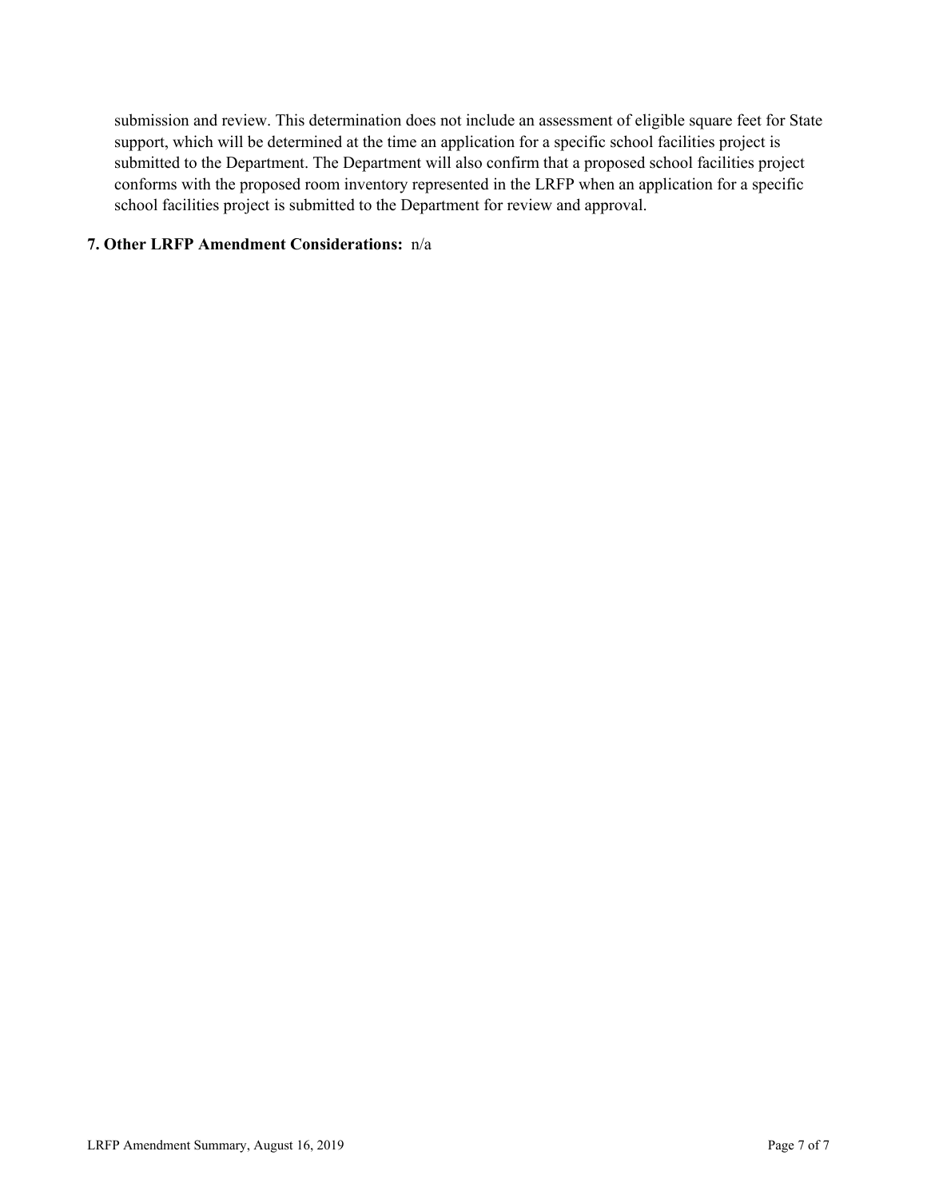submission and review. This determination does not include an assessment of eligible square feet for State support, which will be determined at the time an application for a specific school facilities project is submitted to the Department. The Department will also confirm that a proposed school facilities project conforms with the proposed room inventory represented in the LRFP when an application for a specific school facilities project is submitted to the Department for review and approval.

**7. Other LRFP Amendment Considerations:** n/a